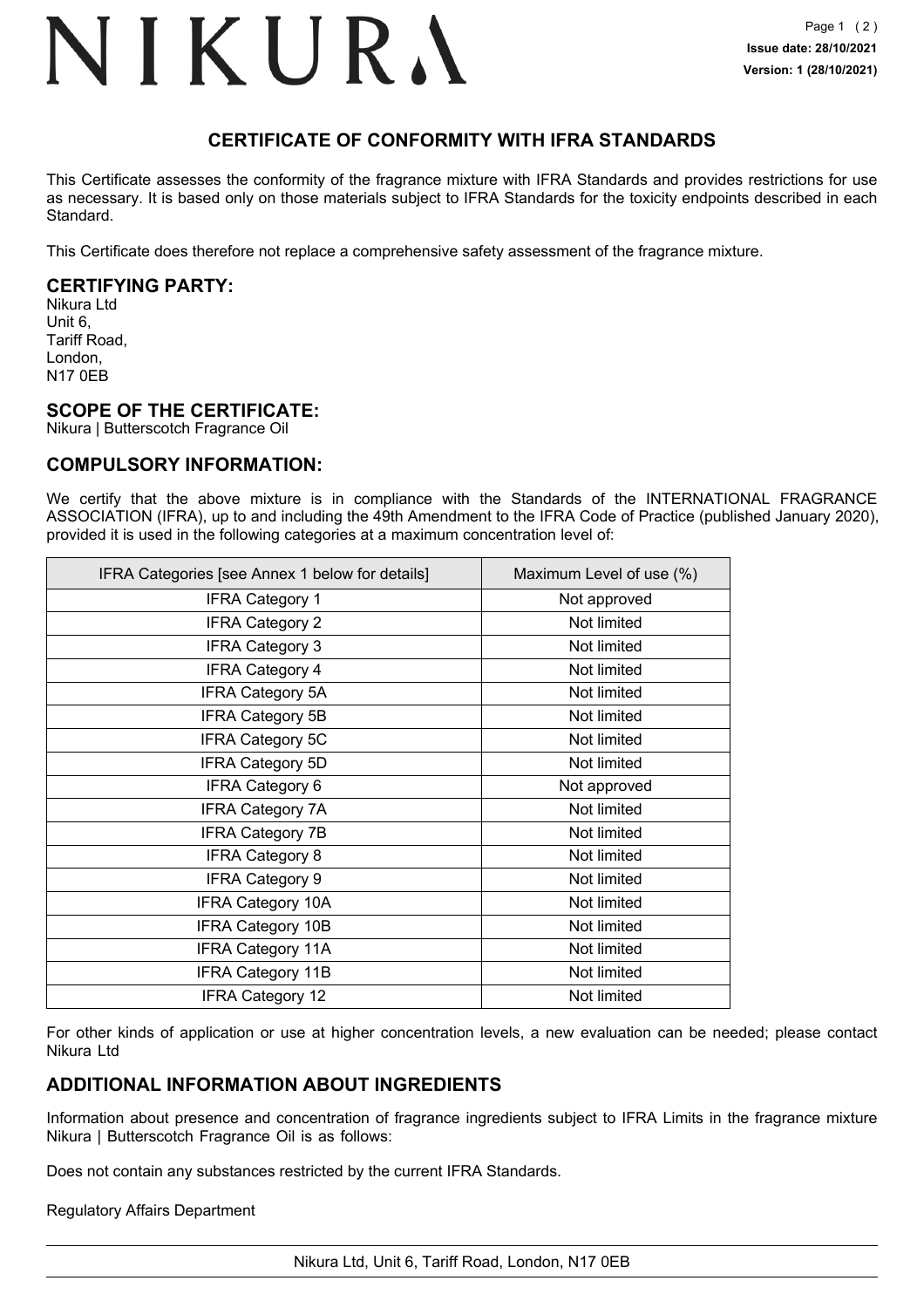# NIKURA

**Issue date: 28/10/2021**
**Version: 1 (28/10/2021)**

## CERTIFICATE OF CONFORMITY WITH IFRA STANDARDS

This Certificate assesses the conformity of the fragrance mixture with IFRA Standards and provides restrictions for use as necessary. It is based only on those materials subject to IFRA Standards for the toxicity endpoints described in each Standard.

This Certificate does therefore not replace a comprehensive safety assessment of the fragrance mixture.

### CERTIFYING PARTY:

Nikura Ltd
Unit 6,
Tariff Road,
London,
N17 0EB

### SCOPE OF THE CERTIFICATE:

Nikura | Butterscotch Fragrance Oil

### COMPULSORY INFORMATION:

We certify that the above mixture is in compliance with the Standards of the INTERNATIONAL FRAGRANCE ASSOCIATION (IFRA), up to and including the 49th Amendment to the IFRA Code of Practice (published January 2020), provided it is used in the following categories at a maximum concentration level of:

| IFRA Categories [see Annex 1 below for details] | Maximum Level of use (%) |
|---|---|
| IFRA Category 1 | Not approved |
| IFRA Category 2 | Not limited |
| IFRA Category 3 | Not limited |
| IFRA Category 4 | Not limited |
| IFRA Category 5A | Not limited |
| IFRA Category 5B | Not limited |
| IFRA Category 5C | Not limited |
| IFRA Category 5D | Not limited |
| IFRA Category 6 | Not approved |
| IFRA Category 7A | Not limited |
| IFRA Category 7B | Not limited |
| IFRA Category 8 | Not limited |
| IFRA Category 9 | Not limited |
| IFRA Category 10A | Not limited |
| IFRA Category 10B | Not limited |
| IFRA Category 11A | Not limited |
| IFRA Category 11B | Not limited |
| IFRA Category 12 | Not limited |

For other kinds of application or use at higher concentration levels, a new evaluation can be needed; please contact Nikura Ltd

### ADDITIONAL INFORMATION ABOUT INGREDIENTS

Information about presence and concentration of fragrance ingredients subject to IFRA Limits in the fragrance mixture Nikura | Butterscotch Fragrance Oil is as follows:

Does not contain any substances restricted by the current IFRA Standards.

Regulatory Affairs Department

Nikura Ltd, Unit 6, Tariff Road, London, N17 0EB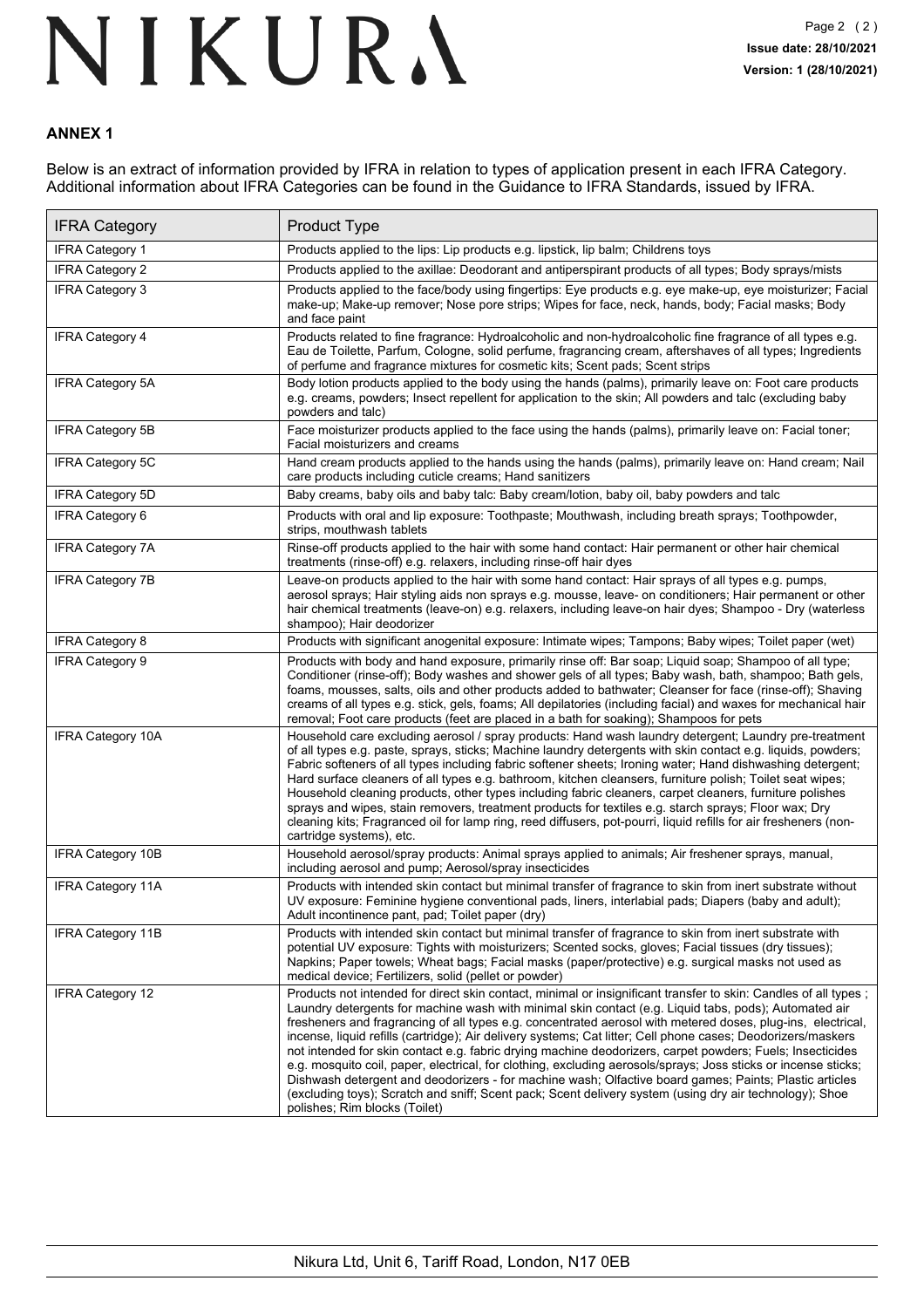## ANNEX 1

Below is an extract of information provided by IFRA in relation to types of application present in each IFRA Category. Additional information about IFRA Categories can be found in the Guidance to IFRA Standards, issued by IFRA.

| IFRA Category | Product Type |
|---|---|
| IFRA Category 1 | Products applied to the lips: Lip products e.g. lipstick, lip balm; Childrens toys |
| IFRA Category 2 | Products applied to the axillae: Deodorant and antiperspirant products of all types; Body sprays/mists |
| IFRA Category 3 | Products applied to the face/body using fingertips: Eye products e.g. eye make-up, eye moisturizer; Facial make-up; Make-up remover; Nose pore strips; Wipes for face, neck, hands, body; Facial masks; Body and face paint |
| IFRA Category 4 | Products related to fine fragrance: Hydroalcoholic and non-hydroalcoholic fine fragrance of all types e.g. Eau de Toilette, Parfum, Cologne, solid perfume, fragrancing cream, aftershaves of all types; Ingredients of perfume and fragrance mixtures for cosmetic kits; Scent pads; Scent strips |
| IFRA Category 5A | Body lotion products applied to the body using the hands (palms), primarily leave on: Foot care products e.g. creams, powders; Insect repellent for application to the skin; All powders and talc (excluding baby powders and talc) |
| IFRA Category 5B | Face moisturizer products applied to the face using the hands (palms), primarily leave on: Facial toner; Facial moisturizers and creams |
| IFRA Category 5C | Hand cream products applied to the hands using the hands (palms), primarily leave on: Hand cream; Nail care products including cuticle creams; Hand sanitizers |
| IFRA Category 5D | Baby creams, baby oils and baby talc: Baby cream/lotion, baby oil, baby powders and talc |
| IFRA Category 6 | Products with oral and lip exposure: Toothpaste; Mouthwash, including breath sprays; Toothpowder, strips, mouthwash tablets |
| IFRA Category 7A | Rinse-off products applied to the hair with some hand contact: Hair permanent or other hair chemical treatments (rinse-off) e.g. relaxers, including rinse-off hair dyes |
| IFRA Category 7B | Leave-on products applied to the hair with some hand contact: Hair sprays of all types e.g. pumps, aerosol sprays; Hair styling aids non sprays e.g. mousse, leave- on conditioners; Hair permanent or other hair chemical treatments (leave-on) e.g. relaxers, including leave-on hair dyes; Shampoo - Dry (waterless shampoo); Hair deodorizer |
| IFRA Category 8 | Products with significant anogenital exposure: Intimate wipes; Tampons; Baby wipes; Toilet paper (wet) |
| IFRA Category 9 | Products with body and hand exposure, primarily rinse off: Bar soap; Liquid soap; Shampoo of all type; Conditioner (rinse-off); Body washes and shower gels of all types; Baby wash, bath, shampoo; Bath gels, foams, mousses, salts, oils and other products added to bathwater; Cleanser for face (rinse-off); Shaving creams of all types e.g. stick, gels, foams; All depilatories (including facial) and waxes for mechanical hair removal; Foot care products (feet are placed in a bath for soaking); Shampoos for pets |
| IFRA Category 10A | Household care excluding aerosol / spray products: Hand wash laundry detergent; Laundry pre-treatment of all types e.g. paste, sprays, sticks; Machine laundry detergents with skin contact e.g. liquids, powders; Fabric softeners of all types including fabric softener sheets; Ironing water; Hand dishwashing detergent; Hard surface cleaners of all types e.g. bathroom, kitchen cleansers, furniture polish; Toilet seat wipes; Household cleaning products, other types including fabric cleaners, carpet cleaners, furniture polishes sprays and wipes, stain removers, treatment products for textiles e.g. starch sprays; Floor wax; Dry cleaning kits; Fragranced oil for lamp ring, reed diffusers, pot-pourri, liquid refills for air fresheners (non-cartridge systems), etc. |
| IFRA Category 10B | Household aerosol/spray products: Animal sprays applied to animals; Air freshener sprays, manual, including aerosol and pump; Aerosol/spray insecticides |
| IFRA Category 11A | Products with intended skin contact but minimal transfer of fragrance to skin from inert substrate without UV exposure: Feminine hygiene conventional pads, liners, interlabial pads; Diapers (baby and adult); Adult incontinence pant, pad; Toilet paper (dry) |
| IFRA Category 11B | Products with intended skin contact but minimal transfer of fragrance to skin from inert substrate with potential UV exposure: Tights with moisturizers; Scented socks, gloves; Facial tissues (dry tissues); Napkins; Paper towels; Wheat bags; Facial masks (paper/protective) e.g. surgical masks not used as medical device; Fertilizers, solid (pellet or powder) |
| IFRA Category 12 | Products not intended for direct skin contact, minimal or insignificant transfer to skin: Candles of all types ; Laundry detergents for machine wash with minimal skin contact (e.g. Liquid tabs, pods); Automated air fresheners and fragrancing of all types e.g. concentrated aerosol with metered doses, plug-ins, electrical, incense, liquid refills (cartridge); Air delivery systems; Cat litter; Cell phone cases; Deodorizers/maskers not intended for skin contact e.g. fabric drying machine deodorizers, carpet powders; Fuels; Insecticides e.g. mosquito coil, paper, electrical, for clothing, excluding aerosols/sprays; Joss sticks or incense sticks; Dishwash detergent and deodorizers - for machine wash; Olfactive board games; Paints; Plastic articles (excluding toys); Scratch and sniff; Scent pack; Scent delivery system (using dry air technology); Shoe polishes; Rim blocks (Toilet) |